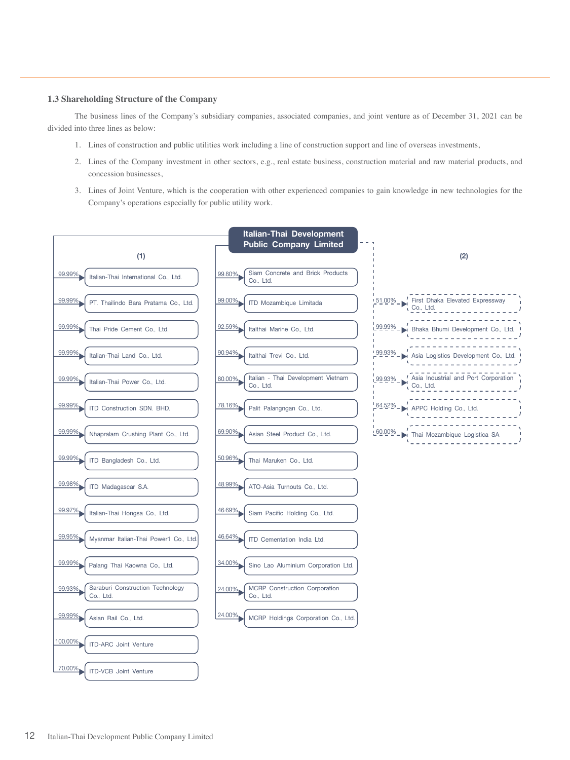### 1.3 Shareholding Structure of the Company

The business lines of the Company's subsidiary companies, associated companies, and joint venture as of December 31, 2021 can be divided into three lines as below:

1. Lines of construction and public utilities work including a line of construction support and line of overseas investments,
2. Lines of the Company investment in other sectors, e.g., real estate business, construction material and raw material products, and concession businesses,
3. Lines of Joint Venture, which is the cooperation with other experienced companies to gain knowledge in new technologies for the Company's operations especially for public utility work.

**Italian-Thai Development Public Company Limited**

**(1)**

| Shareholding | Company |
|---|---|
| 99.99% | Italian-Thai International Co., Ltd. |
| 99.99% | PT. Thailindo Bara Pratama Co., Ltd. |
| 99.99% | Thai Pride Cement Co., Ltd. |
| 99.99% | Italian-Thai Land Co., Ltd. |
| 99.99% | Italian-Thai Power Co., Ltd. |
| 99.99% | ITD Construction SDN. BHD. |
| 99.99% | Nhapralarn Crushing Plant Co., Ltd. |
| 99.99% | ITD Bangladesh Co., Ltd. |
| 99.98% | ITD Madagascar S.A. |
| 99.97% | Italian-Thai Hongsa Co., Ltd. |
| 99.95% | Myanmar Italian-Thai Power1 Co., Ltd. |
| 99.99% | Palang Thai Kaowna Co., Ltd. |
| 99.93% | Saraburi Construction Technology Co., Ltd. |
| 99.99% | Asian Rail Co., Ltd. |
| 100.00% | ITD-ARC Joint Venture |
| 70.00% | ITD-VCB Joint Venture |
| 99.80% | Siam Concrete and Brick Products Co., Ltd. |
| 99.00% | ITD Mozambique Limitada |
| 92.59% | Italthai Marine Co., Ltd. |
| 90.94% | Italthai Trevi Co., Ltd. |
| 80.00% | Italian - Thai Development Vietnam Co., Ltd. |
| 78.16% | Palit Palangngan Co., Ltd. |
| 69.90% | Asian Steel Product Co., Ltd. |
| 50.96% | Thai Maruken Co., Ltd. |
| 48.99% | ATO-Asia Turnouts Co., Ltd. |
| 46.69% | Siam Pacific Holding Co., Ltd. |
| 46.64% | ITD Cementation India Ltd. |
| 34.00% | Sino Lao Aluminium Corporation Ltd. |
| 24.00% | MCRP Construction Corporation Co., Ltd. |
| 24.00% | MCRP Holdings Corporation Co., Ltd. |

**(2)**

| Shareholding | Company |
|---|---|
| 51.00% | First Dhaka Elevated Expressway Co., Ltd. |
| 99.99% | Bhaka Bhumi Development Co., Ltd. |
| 99.93% | Asia Logistics Development Co., Ltd. |
| 99.93% | Asia Industrial and Port Corporation Co., Ltd. |
| 64.52% | APPC Holding Co., Ltd. |
| 60.00% | Thai Mozambique Logistica SA |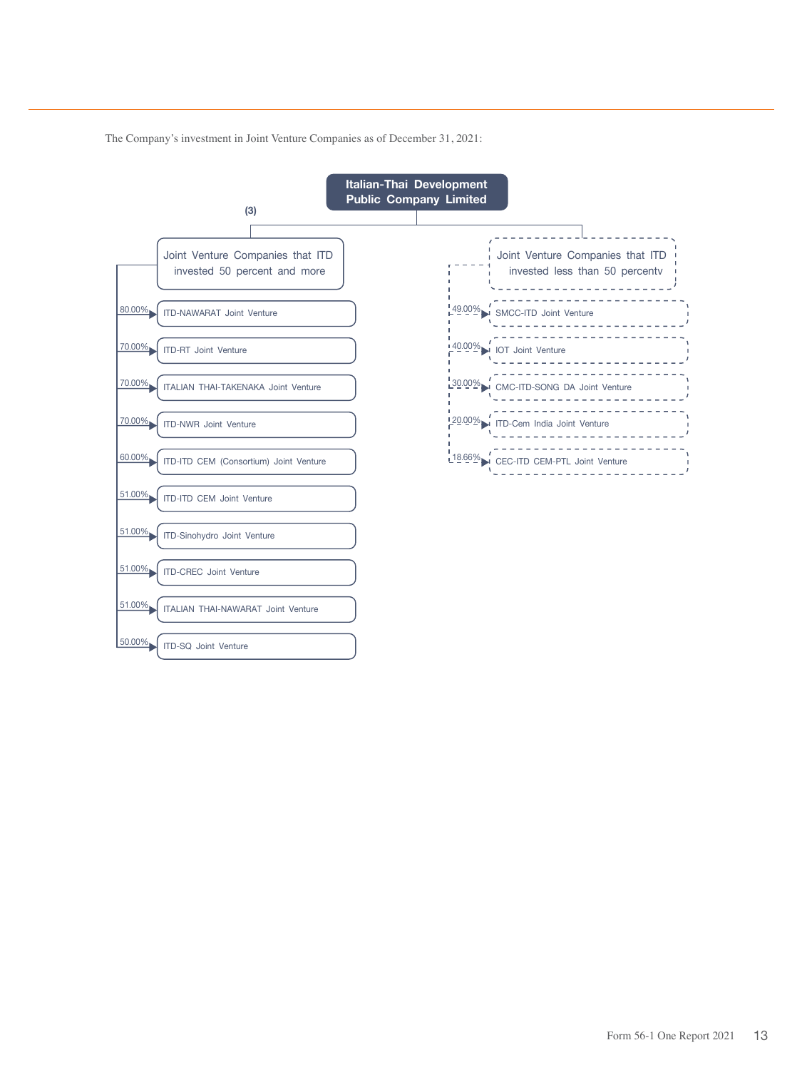The Company's investment in Joint Venture Companies as of December 31, 2021:

Italian-Thai Development Public Company Limited

(3)

Joint Venture Companies that ITD invested 50 percent and more

80.00% ITD-NAWARAT Joint Venture

70.00% ITD-RT Joint Venture

70.00% ITALIAN THAI-TAKENAKA Joint Venture

70.00% ITD-NWR Joint Venture

60.00% ITD-ITD CEM (Consortium) Joint Venture

51.00% ITD-ITD CEM Joint Venture

51.00% ITD-Sinohydro Joint Venture

51.00% ITD-CREC Joint Venture

51.00% ITALIAN THAI-NAWARAT Joint Venture

50.00% ITD-SQ Joint Venture

Joint Venture Companies that ITD invested less than 50 percentv

49.00% SMCC-ITD Joint Venture

40.00% IOT Joint Venture

30.00% CMC-ITD-SONG DA Joint Venture

20.00% ITD-Cem India Joint Venture

18.66% CEC-ITD CEM-PTL Joint Venture